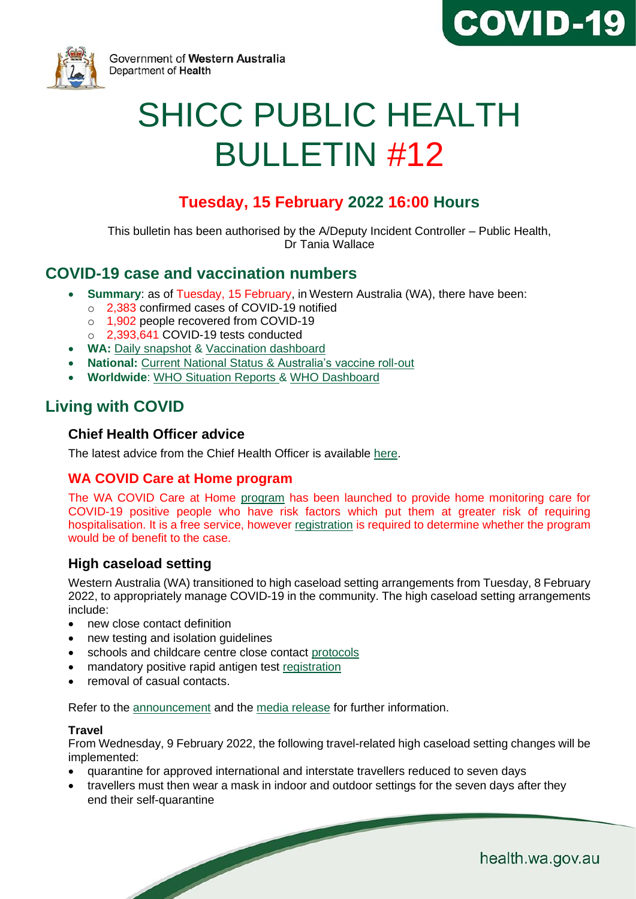COVID-19

Government of Western Australia
Department of Health

# SHICC PUBLIC HEALTH BULLETIN #12

### Tuesday, 15 February 2022 16:00 Hours

This bulletin has been authorised by the A/Deputy Incident Controller – Public Health, Dr Tania Wallace

## COVID-19 case and vaccination numbers

- **Summary**: as of Tuesday, 15 February, in Western Australia (WA), there have been:
  - 2,383 confirmed cases of COVID-19 notified
  - 1,902 people recovered from COVID-19
  - 2,393,641 COVID-19 tests conducted
- **WA:** Daily snapshot & Vaccination dashboard
- **National:** Current National Status & Australia's vaccine roll-out
- **Worldwide**: WHO Situation Reports & WHO Dashboard

## Living with COVID

### Chief Health Officer advice

The latest advice from the Chief Health Officer is available here.

### WA COVID Care at Home program

The WA COVID Care at Home program has been launched to provide home monitoring care for COVID-19 positive people who have risk factors which put them at greater risk of requiring hospitalisation. It is a free service, however registration is required to determine whether the program would be of benefit to the case.

### High caseload setting

Western Australia (WA) transitioned to high caseload setting arrangements from Tuesday, 8 February 2022, to appropriately manage COVID-19 in the community. The high caseload setting arrangements include:

- new close contact definition
- new testing and isolation guidelines
- schools and childcare centre close contact protocols
- mandatory positive rapid antigen test registration
- removal of casual contacts.

Refer to the announcement and the media release for further information.

**Travel**

From Wednesday, 9 February 2022, the following travel-related high caseload setting changes will be implemented:

- quarantine for approved international and interstate travellers reduced to seven days
- travellers must then wear a mask in indoor and outdoor settings for the seven days after they end their self-quarantine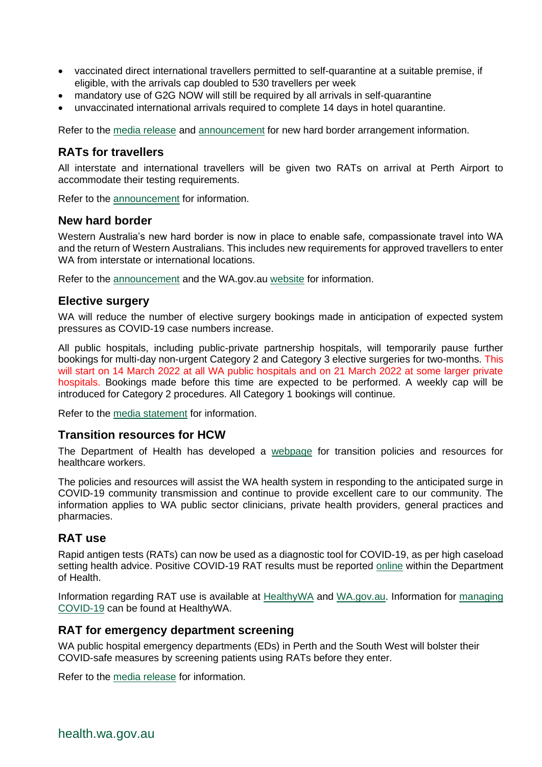- vaccinated direct international travellers permitted to self-quarantine at a suitable premise, if eligible, with the arrivals cap doubled to 530 travellers per week
- mandatory use of G2G NOW will still be required by all arrivals in self-quarantine
- unvaccinated international arrivals required to complete 14 days in hotel quarantine.

Refer to the media release and announcement for new hard border arrangement information.

### RATs for travellers

All interstate and international travellers will be given two RATs on arrival at Perth Airport to accommodate their testing requirements.

Refer to the announcement for information.

### New hard border

Western Australia's new hard border is now in place to enable safe, compassionate travel into WA and the return of Western Australians. This includes new requirements for approved travellers to enter WA from interstate or international locations.

Refer to the announcement and the WA.gov.au website for information.

### Elective surgery

WA will reduce the number of elective surgery bookings made in anticipation of expected system pressures as COVID-19 case numbers increase.

All public hospitals, including public-private partnership hospitals, will temporarily pause further bookings for multi-day non-urgent Category 2 and Category 3 elective surgeries for two-months. This will start on 14 March 2022 at all WA public hospitals and on 21 March 2022 at some larger private hospitals. Bookings made before this time are expected to be performed. A weekly cap will be introduced for Category 2 procedures. All Category 1 bookings will continue.

Refer to the media statement for information.

### Transition resources for HCW

The Department of Health has developed a webpage for transition policies and resources for healthcare workers.

The policies and resources will assist the WA health system in responding to the anticipated surge in COVID-19 community transmission and continue to provide excellent care to our community. The information applies to WA public sector clinicians, private health providers, general practices and pharmacies.

### RAT use

Rapid antigen tests (RATs) can now be used as a diagnostic tool for COVID-19, as per high caseload setting health advice. Positive COVID-19 RAT results must be reported online within the Department of Health.

Information regarding RAT use is available at HealthyWA and WA.gov.au. Information for managing COVID-19 can be found at HealthyWA.

### RAT for emergency department screening

WA public hospital emergency departments (EDs) in Perth and the South West will bolster their COVID-safe measures by screening patients using RATs before they enter.

Refer to the media release for information.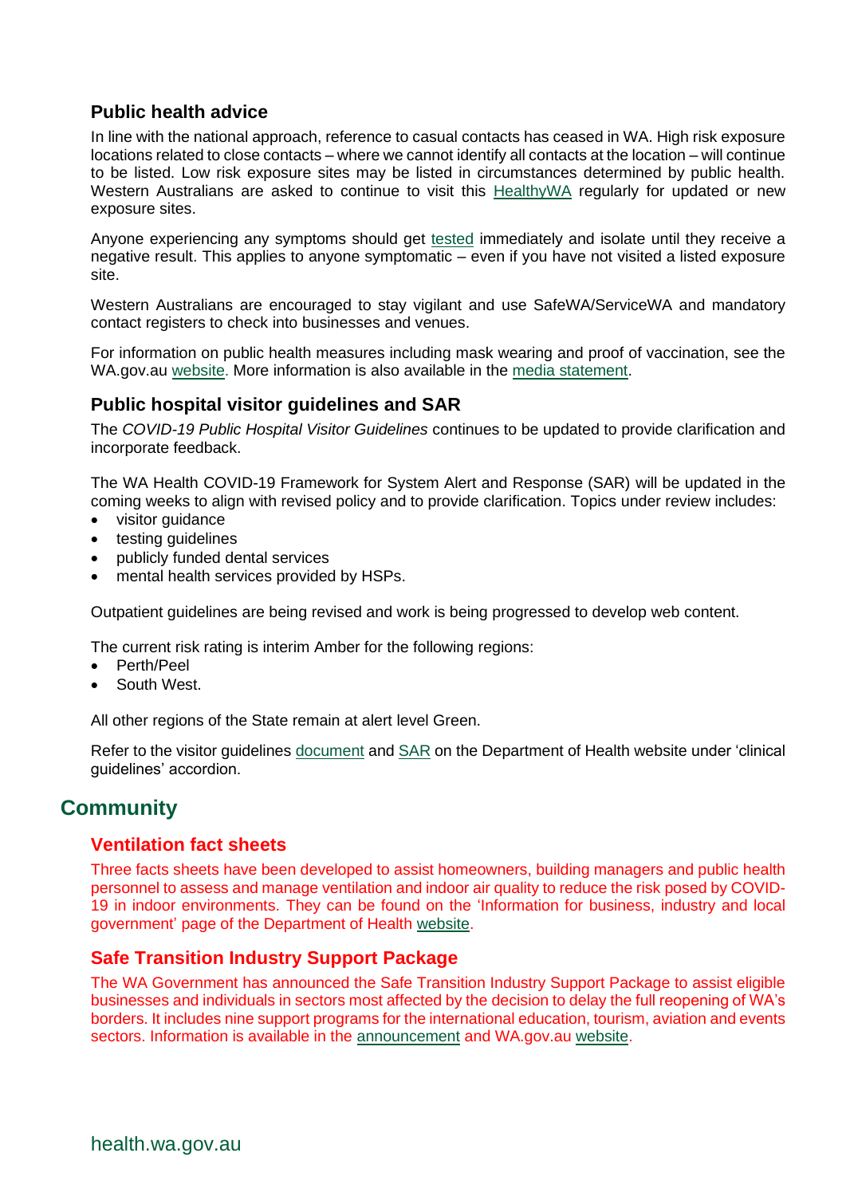### Public health advice

In line with the national approach, reference to casual contacts has ceased in WA. High risk exposure locations related to close contacts – where we cannot identify all contacts at the location – will continue to be listed. Low risk exposure sites may be listed in circumstances determined by public health. Western Australians are asked to continue to visit this HealthyWA regularly for updated or new exposure sites.

Anyone experiencing any symptoms should get tested immediately and isolate until they receive a negative result. This applies to anyone symptomatic – even if you have not visited a listed exposure site.

Western Australians are encouraged to stay vigilant and use SafeWA/ServiceWA and mandatory contact registers to check into businesses and venues.

For information on public health measures including mask wearing and proof of vaccination, see the WA.gov.au website. More information is also available in the media statement.

### Public hospital visitor guidelines and SAR

The *COVID-19 Public Hospital Visitor Guidelines* continues to be updated to provide clarification and incorporate feedback.

The WA Health COVID-19 Framework for System Alert and Response (SAR) will be updated in the coming weeks to align with revised policy and to provide clarification. Topics under review includes:

- visitor guidance
- testing guidelines
- publicly funded dental services
- mental health services provided by HSPs.

Outpatient guidelines are being revised and work is being progressed to develop web content.

The current risk rating is interim Amber for the following regions:

- Perth/Peel
- South West.

All other regions of the State remain at alert level Green.

Refer to the visitor guidelines document and SAR on the Department of Health website under 'clinical guidelines' accordion.

## Community

### Ventilation fact sheets

Three facts sheets have been developed to assist homeowners, building managers and public health personnel to assess and manage ventilation and indoor air quality to reduce the risk posed by COVID-19 in indoor environments. They can be found on the 'Information for business, industry and local government' page of the Department of Health website.

### Safe Transition Industry Support Package

The WA Government has announced the Safe Transition Industry Support Package to assist eligible businesses and individuals in sectors most affected by the decision to delay the full reopening of WA's borders. It includes nine support programs for the international education, tourism, aviation and events sectors. Information is available in the announcement and WA.gov.au website.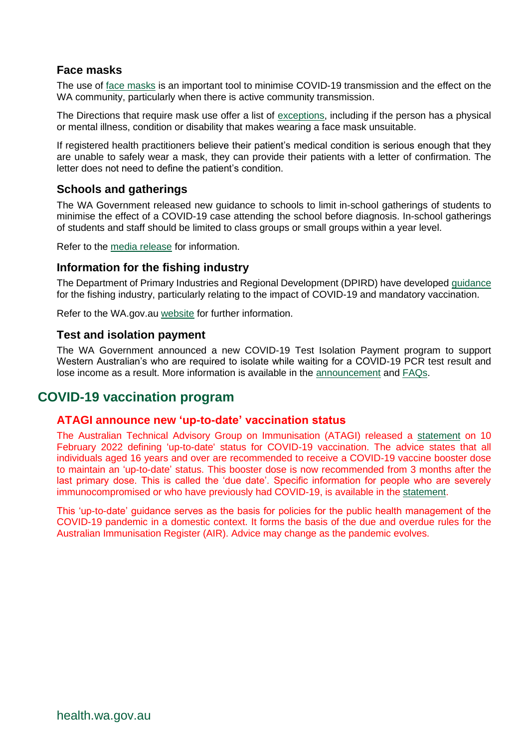### Face masks

The use of face masks is an important tool to minimise COVID-19 transmission and the effect on the WA community, particularly when there is active community transmission.

The Directions that require mask use offer a list of exceptions, including if the person has a physical or mental illness, condition or disability that makes wearing a face mask unsuitable.

If registered health practitioners believe their patient's medical condition is serious enough that they are unable to safely wear a mask, they can provide their patients with a letter of confirmation. The letter does not need to define the patient's condition.

### Schools and gatherings

The WA Government released new guidance to schools to limit in-school gatherings of students to minimise the effect of a COVID-19 case attending the school before diagnosis. In-school gatherings of students and staff should be limited to class groups or small groups within a year level.

Refer to the media release for information.

### Information for the fishing industry

The Department of Primary Industries and Regional Development (DPIRD) have developed guidance for the fishing industry, particularly relating to the impact of COVID-19 and mandatory vaccination.

Refer to the WA.gov.au website for further information.

### Test and isolation payment

The WA Government announced a new COVID-19 Test Isolation Payment program to support Western Australian's who are required to isolate while waiting for a COVID-19 PCR test result and lose income as a result. More information is available in the announcement and FAQs.

## COVID-19 vaccination program

### ATAGI announce new 'up-to-date' vaccination status

The Australian Technical Advisory Group on Immunisation (ATAGI) released a statement on 10 February 2022 defining 'up-to-date' status for COVID-19 vaccination. The advice states that all individuals aged 16 years and over are recommended to receive a COVID-19 vaccine booster dose to maintain an 'up-to-date' status. This booster dose is now recommended from 3 months after the last primary dose. This is called the 'due date'. Specific information for people who are severely immunocompromised or who have previously had COVID-19, is available in the statement.

This 'up-to-date' guidance serves as the basis for policies for the public health management of the COVID-19 pandemic in a domestic context. It forms the basis of the due and overdue rules for the Australian Immunisation Register (AIR). Advice may change as the pandemic evolves.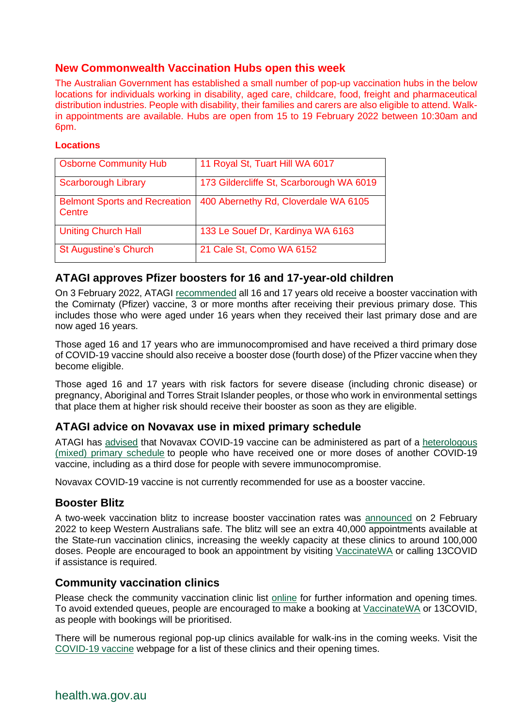## New Commonwealth Vaccination Hubs open this week

The Australian Government has established a small number of pop-up vaccination hubs in the below locations for individuals working in disability, aged care, childcare, food, freight and pharmaceutical distribution industries. People with disability, their families and carers are also eligible to attend. Walk-in appointments are available. Hubs are open from 15 to 19 February 2022 between 10:30am and 6pm.

**Locations**

| | |
|---|---|
| Osborne Community Hub | 11 Royal St, Tuart Hill WA 6017 |
| Scarborough Library | 173 Gildercliffe St, Scarborough WA 6019 |
| Belmont Sports and Recreation Centre | 400 Abernethy Rd, Cloverdale WA 6105 |
| Uniting Church Hall | 133 Le Souef Dr, Kardinya WA 6163 |
| St Augustine's Church | 21 Cale St, Como WA 6152 |

## ATAGI approves Pfizer boosters for 16 and 17-year-old children

On 3 February 2022, ATAGI recommended all 16 and 17 years old receive a booster vaccination with the Comirnaty (Pfizer) vaccine, 3 or more months after receiving their previous primary dose. This includes those who were aged under 16 years when they received their last primary dose and are now aged 16 years.

Those aged 16 and 17 years who are immunocompromised and have received a third primary dose of COVID-19 vaccine should also receive a booster dose (fourth dose) of the Pfizer vaccine when they become eligible.

Those aged 16 and 17 years with risk factors for severe disease (including chronic disease) or pregnancy, Aboriginal and Torres Strait Islander peoples, or those who work in environmental settings that place them at higher risk should receive their booster as soon as they are eligible.

## ATAGI advice on Novavax use in mixed primary schedule

ATAGI has advised that Novavax COVID-19 vaccine can be administered as part of a heterologous (mixed) primary schedule to people who have received one or more doses of another COVID-19 vaccine, including as a third dose for people with severe immunocompromise.

Novavax COVID-19 vaccine is not currently recommended for use as a booster vaccine.

## Booster Blitz

A two-week vaccination blitz to increase booster vaccination rates was announced on 2 February 2022 to keep Western Australians safe. The blitz will see an extra 40,000 appointments available at the State-run vaccination clinics, increasing the weekly capacity at these clinics to around 100,000 doses. People are encouraged to book an appointment by visiting VaccinateWA or calling 13COVID if assistance is required.

## Community vaccination clinics

Please check the community vaccination clinic list online for further information and opening times. To avoid extended queues, people are encouraged to make a booking at VaccinateWA or 13COVID, as people with bookings will be prioritised.

There will be numerous regional pop-up clinics available for walk-ins in the coming weeks. Visit the COVID-19 vaccine webpage for a list of these clinics and their opening times.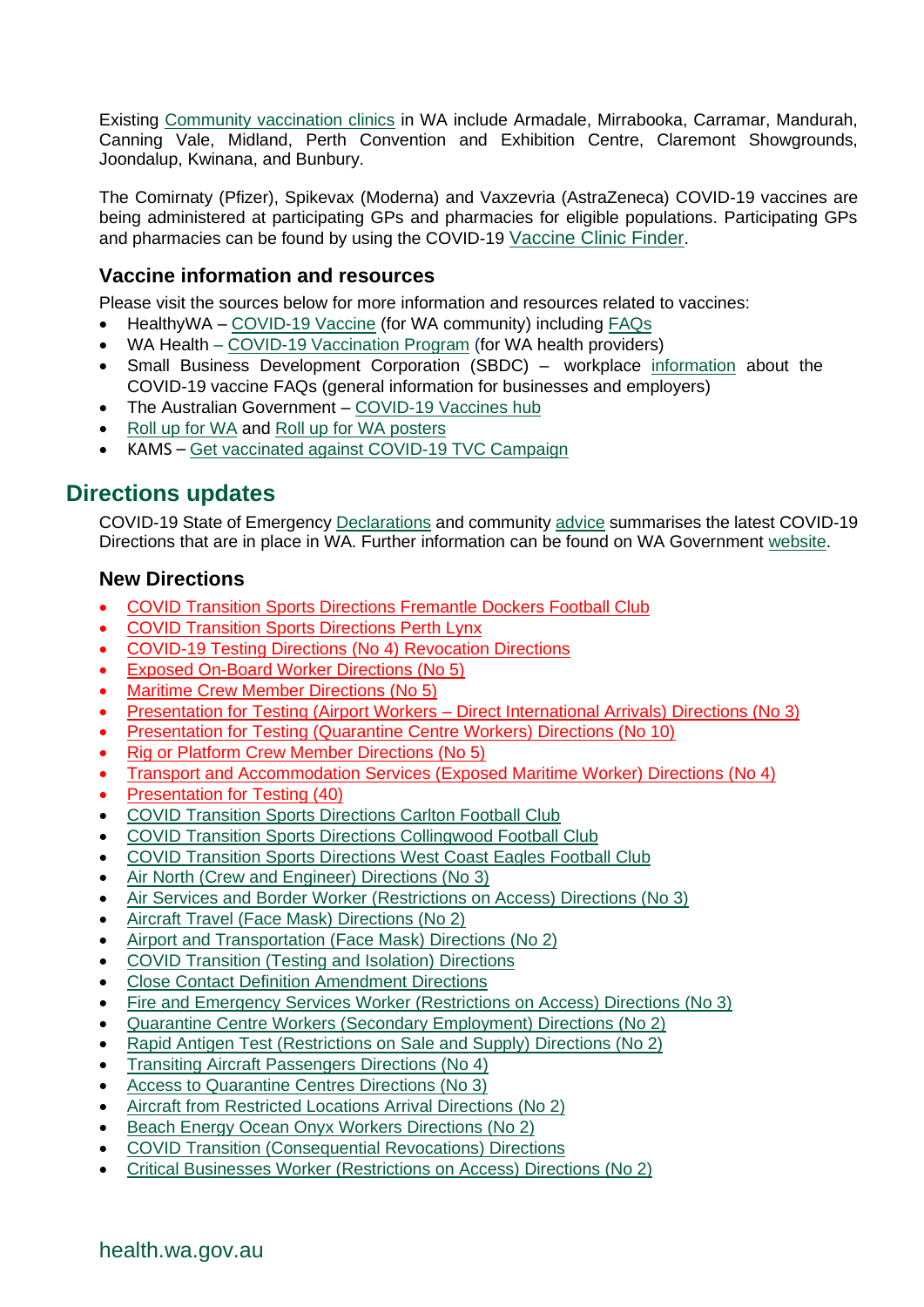Existing Community vaccination clinics in WA include Armadale, Mirrabooka, Carramar, Mandurah, Canning Vale, Midland, Perth Convention and Exhibition Centre, Claremont Showgrounds, Joondalup, Kwinana, and Bunbury.

The Comirnaty (Pfizer), Spikevax (Moderna) and Vaxzevria (AstraZeneca) COVID-19 vaccines are being administered at participating GPs and pharmacies for eligible populations. Participating GPs and pharmacies can be found by using the COVID-19 Vaccine Clinic Finder.

### Vaccine information and resources

Please visit the sources below for more information and resources related to vaccines:

- HealthyWA – COVID-19 Vaccine (for WA community) including FAQs
- WA Health – COVID-19 Vaccination Program (for WA health providers)
- Small Business Development Corporation (SBDC) – workplace information about the COVID-19 vaccine FAQs (general information for businesses and employers)
- The Australian Government – COVID-19 Vaccines hub
- Roll up for WA and Roll up for WA posters
- KAMS – Get vaccinated against COVID-19 TVC Campaign

## Directions updates

COVID-19 State of Emergency Declarations and community advice summarises the latest COVID-19 Directions that are in place in WA. Further information can be found on WA Government website.

### New Directions

- COVID Transition Sports Directions Fremantle Dockers Football Club
- COVID Transition Sports Directions Perth Lynx
- COVID-19 Testing Directions (No 4) Revocation Directions
- Exposed On-Board Worker Directions (No 5)
- Maritime Crew Member Directions (No 5)
- Presentation for Testing (Airport Workers – Direct International Arrivals) Directions (No 3)
- Presentation for Testing (Quarantine Centre Workers) Directions (No 10)
- Rig or Platform Crew Member Directions (No 5)
- Transport and Accommodation Services (Exposed Maritime Worker) Directions (No 4)
- Presentation for Testing (40)
- COVID Transition Sports Directions Carlton Football Club
- COVID Transition Sports Directions Collingwood Football Club
- COVID Transition Sports Directions West Coast Eagles Football Club
- Air North (Crew and Engineer) Directions (No 3)
- Air Services and Border Worker (Restrictions on Access) Directions (No 3)
- Aircraft Travel (Face Mask) Directions (No 2)
- Airport and Transportation (Face Mask) Directions (No 2)
- COVID Transition (Testing and Isolation) Directions
- Close Contact Definition Amendment Directions
- Fire and Emergency Services Worker (Restrictions on Access) Directions (No 3)
- Quarantine Centre Workers (Secondary Employment) Directions (No 2)
- Rapid Antigen Test (Restrictions on Sale and Supply) Directions (No 2)
- Transiting Aircraft Passengers Directions (No 4)
- Access to Quarantine Centres Directions (No 3)
- Aircraft from Restricted Locations Arrival Directions (No 2)
- Beach Energy Ocean Onyx Workers Directions (No 2)
- COVID Transition (Consequential Revocations) Directions
- Critical Businesses Worker (Restrictions on Access) Directions (No 2)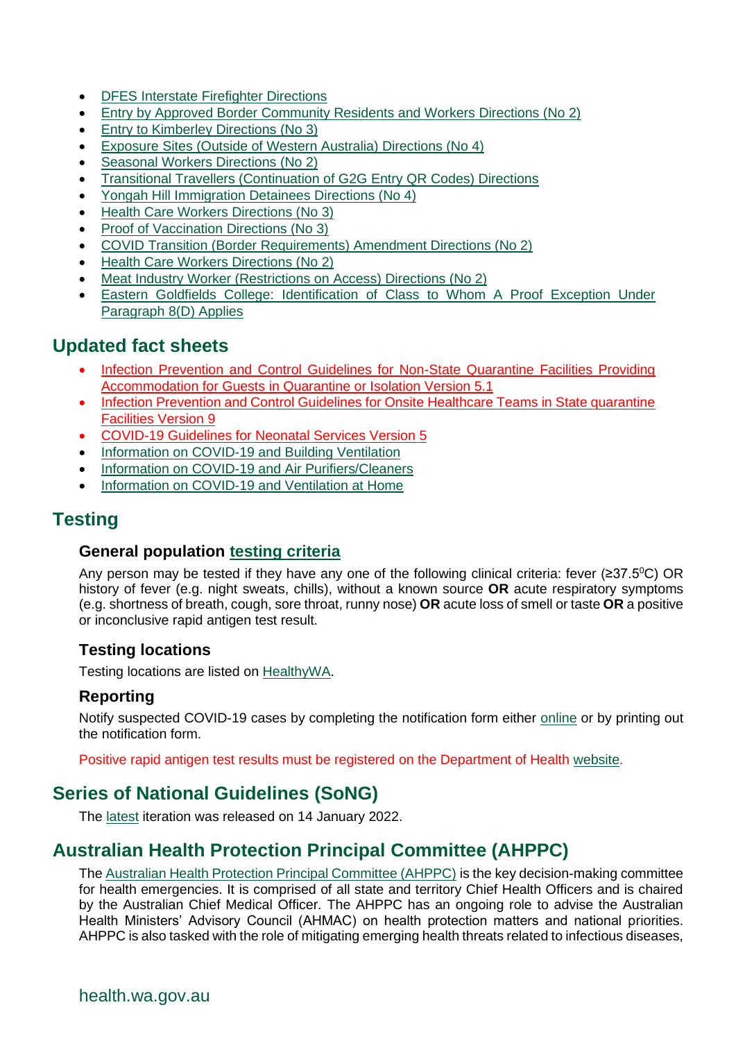- DFES Interstate Firefighter Directions
- Entry by Approved Border Community Residents and Workers Directions (No 2)
- Entry to Kimberley Directions (No 3)
- Exposure Sites (Outside of Western Australia) Directions (No 4)
- Seasonal Workers Directions (No 2)
- Transitional Travellers (Continuation of G2G Entry QR Codes) Directions
- Yongah Hill Immigration Detainees Directions (No 4)
- Health Care Workers Directions (No 3)
- Proof of Vaccination Directions (No 3)
- COVID Transition (Border Requirements) Amendment Directions (No 2)
- Health Care Workers Directions (No 2)
- Meat Industry Worker (Restrictions on Access) Directions (No 2)
- Eastern Goldfields College: Identification of Class to Whom A Proof Exception Under Paragraph 8(D) Applies

## Updated fact sheets

- Infection Prevention and Control Guidelines for Non-State Quarantine Facilities Providing Accommodation for Guests in Quarantine or Isolation Version 5.1
- Infection Prevention and Control Guidelines for Onsite Healthcare Teams in State quarantine Facilities Version 9
- COVID-19 Guidelines for Neonatal Services Version 5
- Information on COVID-19 and Building Ventilation
- Information on COVID-19 and Air Purifiers/Cleaners
- Information on COVID-19 and Ventilation at Home

## Testing

### General population testing criteria

Any person may be tested if they have any one of the following clinical criteria: fever (≥37.5$^0$C) OR history of fever (e.g. night sweats, chills), without a known source **OR** acute respiratory symptoms (e.g. shortness of breath, cough, sore throat, runny nose) **OR** acute loss of smell or taste **OR** a positive or inconclusive rapid antigen test result.

### Testing locations

Testing locations are listed on HealthyWA.

### Reporting

Notify suspected COVID-19 cases by completing the notification form either online or by printing out the notification form.

Positive rapid antigen test results must be registered on the Department of Health website.

## Series of National Guidelines (SoNG)

The latest iteration was released on 14 January 2022.

## Australian Health Protection Principal Committee (AHPPC)

The Australian Health Protection Principal Committee (AHPPC) is the key decision-making committee for health emergencies. It is comprised of all state and territory Chief Health Officers and is chaired by the Australian Chief Medical Officer. The AHPPC has an ongoing role to advise the Australian Health Ministers' Advisory Council (AHMAC) on health protection matters and national priorities. AHPPC is also tasked with the role of mitigating emerging health threats related to infectious diseases,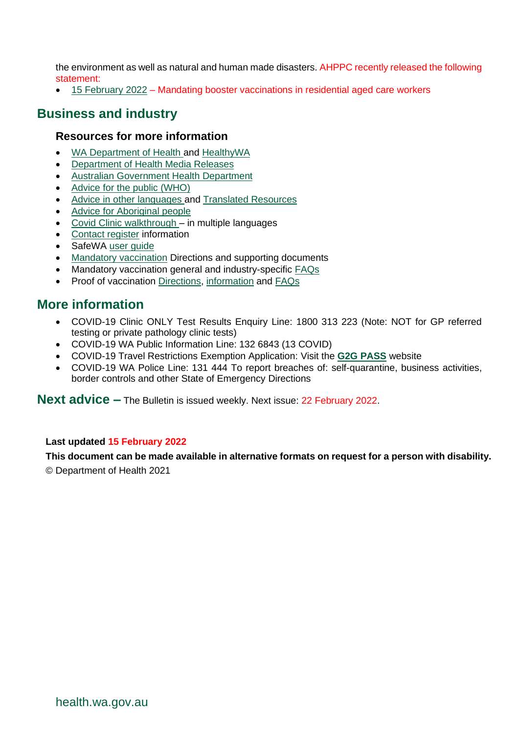the environment as well as natural and human made disasters. AHPPC recently released the following statement:

- 15 February 2022 – Mandating booster vaccinations in residential aged care workers

## Business and industry

### Resources for more information

- WA Department of Health and HealthyWA
- Department of Health Media Releases
- Australian Government Health Department
- Advice for the public (WHO)
- Advice in other languages and Translated Resources
- Advice for Aboriginal people
- Covid Clinic walkthrough – in multiple languages
- Contact register information
- SafeWA user guide
- Mandatory vaccination Directions and supporting documents
- Mandatory vaccination general and industry-specific FAQs
- Proof of vaccination Directions, information and FAQs

## More information

- COVID-19 Clinic ONLY Test Results Enquiry Line: 1800 313 223 (Note: NOT for GP referred testing or private pathology clinic tests)
- COVID-19 WA Public Information Line: 132 6843 (13 COVID)
- COVID-19 Travel Restrictions Exemption Application: Visit the **G2G PASS** website
- COVID-19 WA Police Line: 131 444 To report breaches of: self-quarantine, business activities, border controls and other State of Emergency Directions

**Next advice –** The Bulletin is issued weekly. Next issue: 22 February 2022.

**Last updated 15 February 2022**

**This document can be made available in alternative formats on request for a person with disability.**

© Department of Health 2021

health.wa.gov.au